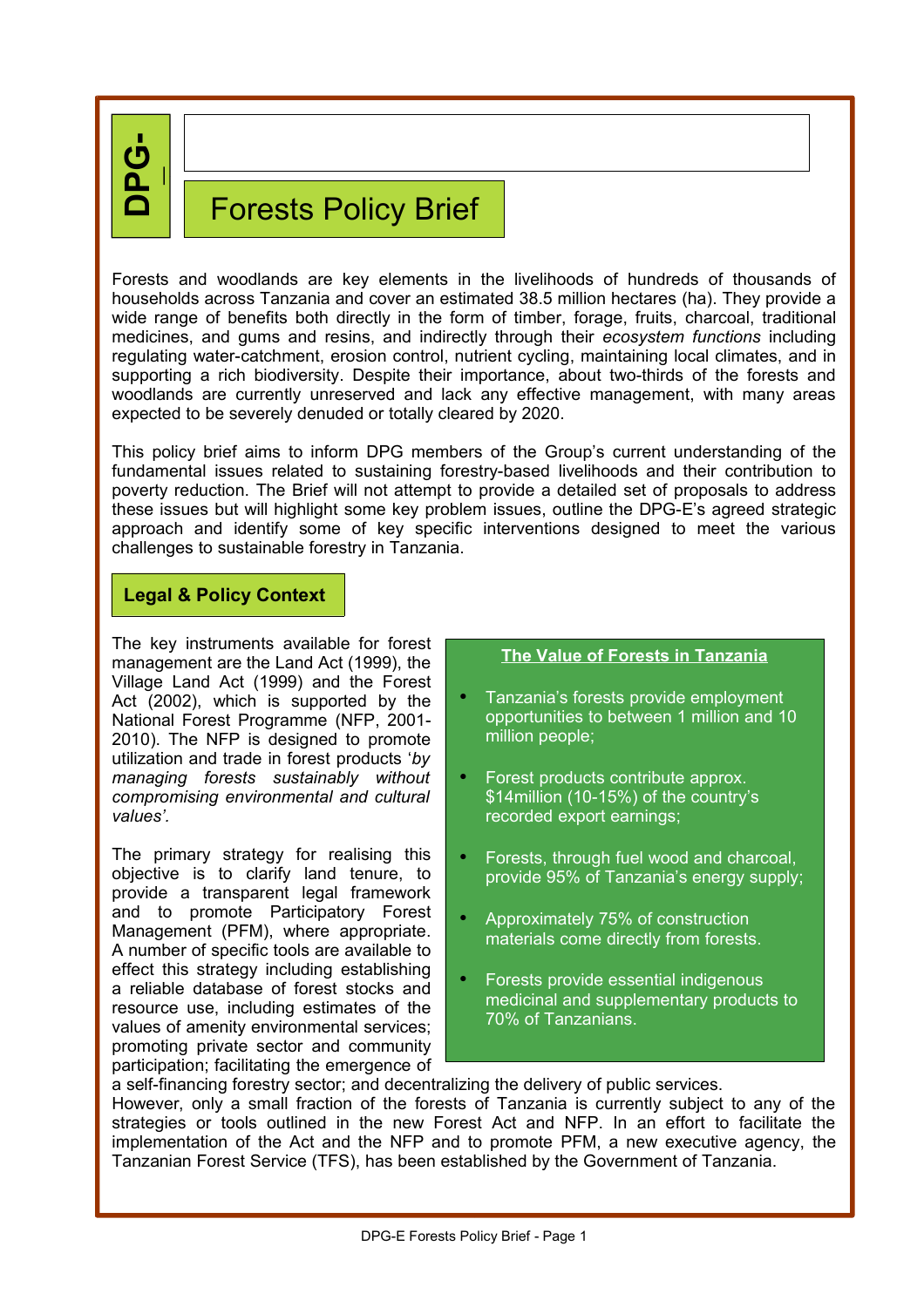DPG-

# Forests Policy Brief

Forests and woodlands are key elements in the livelihoods of hundreds of thousands of households across Tanzania and cover an estimated 38.5 million hectares (ha). They provide a wide range of benefits both directly in the form of timber, forage, fruits, charcoal, traditional medicines, and gums and resins, and indirectly through their *ecosystem functions* including regulating water-catchment, erosion control, nutrient cycling, maintaining local climates, and in supporting a rich biodiversity. Despite their importance, about two-thirds of the forests and woodlands are currently unreserved and lack any effective management, with many areas expected to be severely denuded or totally cleared by 2020.

This policy brief aims to inform DPG members of the Group's current understanding of the fundamental issues related to sustaining forestry-based livelihoods and their contribution to poverty reduction. The Brief will not attempt to provide a detailed set of proposals to address these issues but will highlight some key problem issues, outline the DPG-E's agreed strategic approach and identify some of key specific interventions designed to meet the various challenges to sustainable forestry in Tanzania.

## Legal & Policy Context

The key instruments available for forest management are the Land Act (1999), the Village Land Act (1999) and the Forest Act (2002), which is supported by the National Forest Programme (NFP, 2001-2010). The NFP is designed to promote utilization and trade in forest products '*by managing forests sustainably without compromising environmental and cultural values'*.

The primary strategy for realising this objective is to clarify land tenure, to provide a transparent legal framework and to promote Participatory Forest Management (PFM), where appropriate. A number of specific tools are available to effect this strategy including establishing a reliable database of forest stocks and resource use, including estimates of the values of amenity environmental services; promoting private sector and community participation; facilitating the emergence of a self-financing forestry sector; and decentralizing the delivery of public services.

However, only a small fraction of the forests of Tanzania is currently subject to any of the strategies or tools outlined in the new Forest Act and NFP. In an effort to facilitate the implementation of the Act and the NFP and to promote PFM, a new executive agency, the Tanzanian Forest Service (TFS), has been established by the Government of Tanzania.

> **The Value of Forests in Tanzania**
>
> - Tanzania's forests provide employment opportunities to between 1 million and 10 million people;
> - Forest products contribute approx. $14million (10-15%) of the country's recorded export earnings;
> - Forests, through fuel wood and charcoal, provide 95% of Tanzania's energy supply;
> - Approximately 75% of construction materials come directly from forests.
> - Forests provide essential indigenous medicinal and supplementary products to 70% of Tanzanians.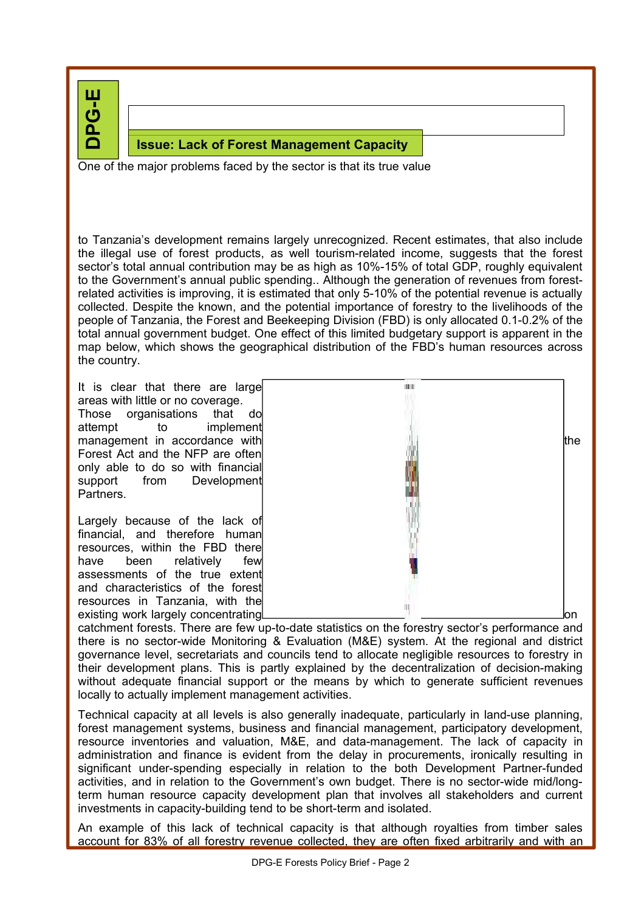## Issue: Lack of Forest Management Capacity

One of the major problems faced by the sector is that its true value

to Tanzania's development remains largely unrecognized. Recent estimates, that also include the illegal use of forest products, as well tourism-related income, suggests that the forest sector's total annual contribution may be as high as 10%-15% of total GDP, roughly equivalent to the Government's annual public spending.. Although the generation of revenues from forest-related activities is improving, it is estimated that only 5-10% of the potential revenue is actually collected. Despite the known, and the potential importance of forestry to the livelihoods of the people of Tanzania, the Forest and Beekeeping Division (FBD) is only allocated 0.1-0.2% of the total annual government budget. One effect of this limited budgetary support is apparent in the map below, which shows the geographical distribution of the FBD's human resources across the country.

It is clear that there are large areas with little or no coverage. Those organisations that do attempt to implement management in accordance with the Forest Act and the NFP are often only able to do so with financial support from Development Partners.

Largely because of the lack of financial, and therefore human resources, within the FBD there have been relatively few assessments of the true extent and characteristics of the forest resources in Tanzania, with the existing work largely concentrating on catchment forests. There are few up-to-date statistics on the forestry sector's performance and there is no sector-wide Monitoring & Evaluation (M&E) system. At the regional and district governance level, secretariats and councils tend to allocate negligible resources to forestry in their development plans. This is partly explained by the decentralization of decision-making without adequate financial support or the means by which to generate sufficient revenues locally to actually implement management activities.

Technical capacity at all levels is also generally inadequate, particularly in land-use planning, forest management systems, business and financial management, participatory development, resource inventories and valuation, M&E, and data-management. The lack of capacity in administration and finance is evident from the delay in procurements, ironically resulting in significant under-spending especially in relation to the both Development Partner-funded activities, and in relation to the Government's own budget. There is no sector-wide mid/long-term human resource capacity development plan that involves all stakeholders and current investments in capacity-building tend to be short-term and isolated.

An example of this lack of technical capacity is that although royalties from timber sales account for 83% of all forestry revenue collected, they are often fixed arbitrarily and with an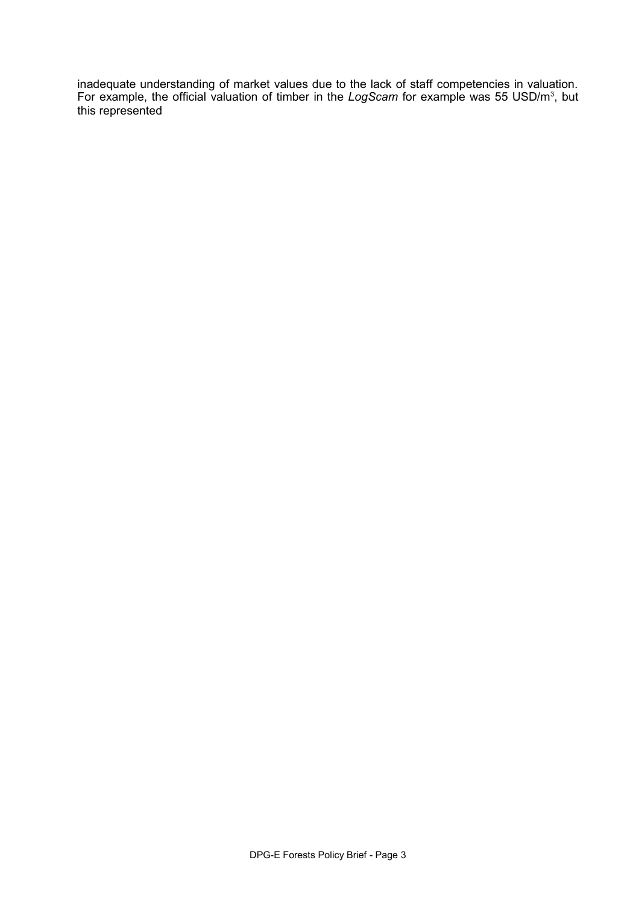inadequate understanding of market values due to the lack of staff competencies in valuation. For example, the official valuation of timber in the *LogScam* for example was 55 USD/$m^3$, but this represented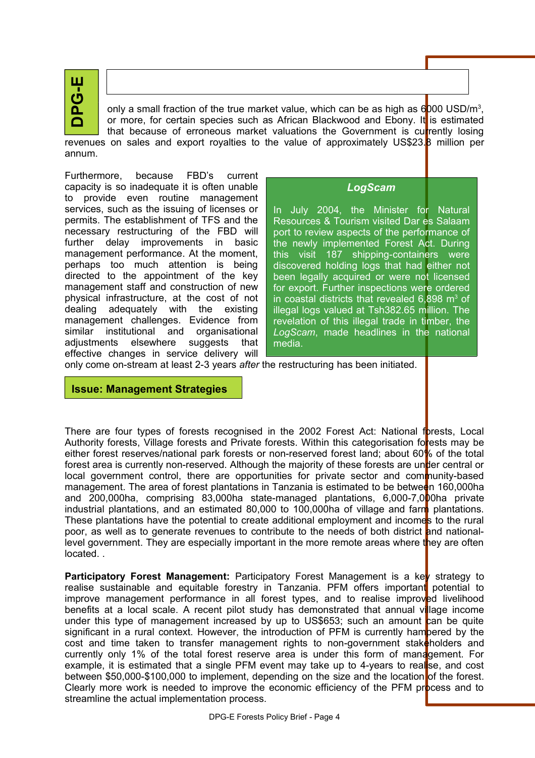only a small fraction of the true market value, which can be as high as 6000 USD/m$^3$, or more, for certain species such as African Blackwood and Ebony. It is estimated that because of erroneous market valuations the Government is currently losing revenues on sales and export royalties to the value of approximately US$23.8 million per annum.

Furthermore, because FBD's current capacity is so inadequate it is often unable to provide even routine management services, such as the issuing of licenses or permits. The establishment of TFS and the necessary restructuring of the FBD will further delay improvements in basic management performance. At the moment, perhaps too much attention is being directed to the appointment of the key management staff and construction of new physical infrastructure, at the cost of not dealing adequately with the existing management challenges. Evidence from similar institutional and organisational adjustments elsewhere suggests that effective changes in service delivery will only come on-stream at least 2-3 years *after* the restructuring has been initiated.

> ***LogScam***
>
> In July 2004, the Minister for Natural Resources & Tourism visited Dar es Salaam port to review aspects of the performance of the newly implemented Forest Act. During this visit 187 shipping-containers were discovered holding logs that had either not been legally acquired or were not licensed for export. Further inspections were ordered in coastal districts that revealed 6,898 m$^3$ of illegal logs valued at Tsh382.65 million. The revelation of this illegal trade in timber, the *LogScam*, made headlines in the national media.

## Issue: Management Strategies

There are four types of forests recognised in the 2002 Forest Act: National forests, Local Authority forests, Village forests and Private forests. Within this categorisation forests may be either forest reserves/national park forests or non-reserved forest land; about 60% of the total forest area is currently non-reserved. Although the majority of these forests are under central or local government control, there are opportunities for private sector and community-based management. The area of forest plantations in Tanzania is estimated to be between 160,000ha and 200,000ha, comprising 83,000ha state-managed plantations, 6,000-7,000ha private industrial plantations, and an estimated 80,000 to 100,000ha of village and farm plantations. These plantations have the potential to create additional employment and incomes to the rural poor, as well as to generate revenues to contribute to the needs of both district and national-level government. They are especially important in the more remote areas where they are often located. .

**Participatory Forest Management:** Participatory Forest Management is a key strategy to realise sustainable and equitable forestry in Tanzania. PFM offers important potential to improve management performance in all forest types, and to realise improved livelihood benefits at a local scale. A recent pilot study has demonstrated that annual village income under this type of management increased by up to US$653; such an amount can be quite significant in a rural context. However, the introduction of PFM is currently hampered by the cost and time taken to transfer management rights to non-government stakeholders and currently only 1% of the total forest reserve area is under this form of management. For example, it is estimated that a single PFM event may take up to 4-years to realise, and cost between $50,000-$100,000 to implement, depending on the size and the location of the forest. Clearly more work is needed to improve the economic efficiency of the PFM process and to streamline the actual implementation process.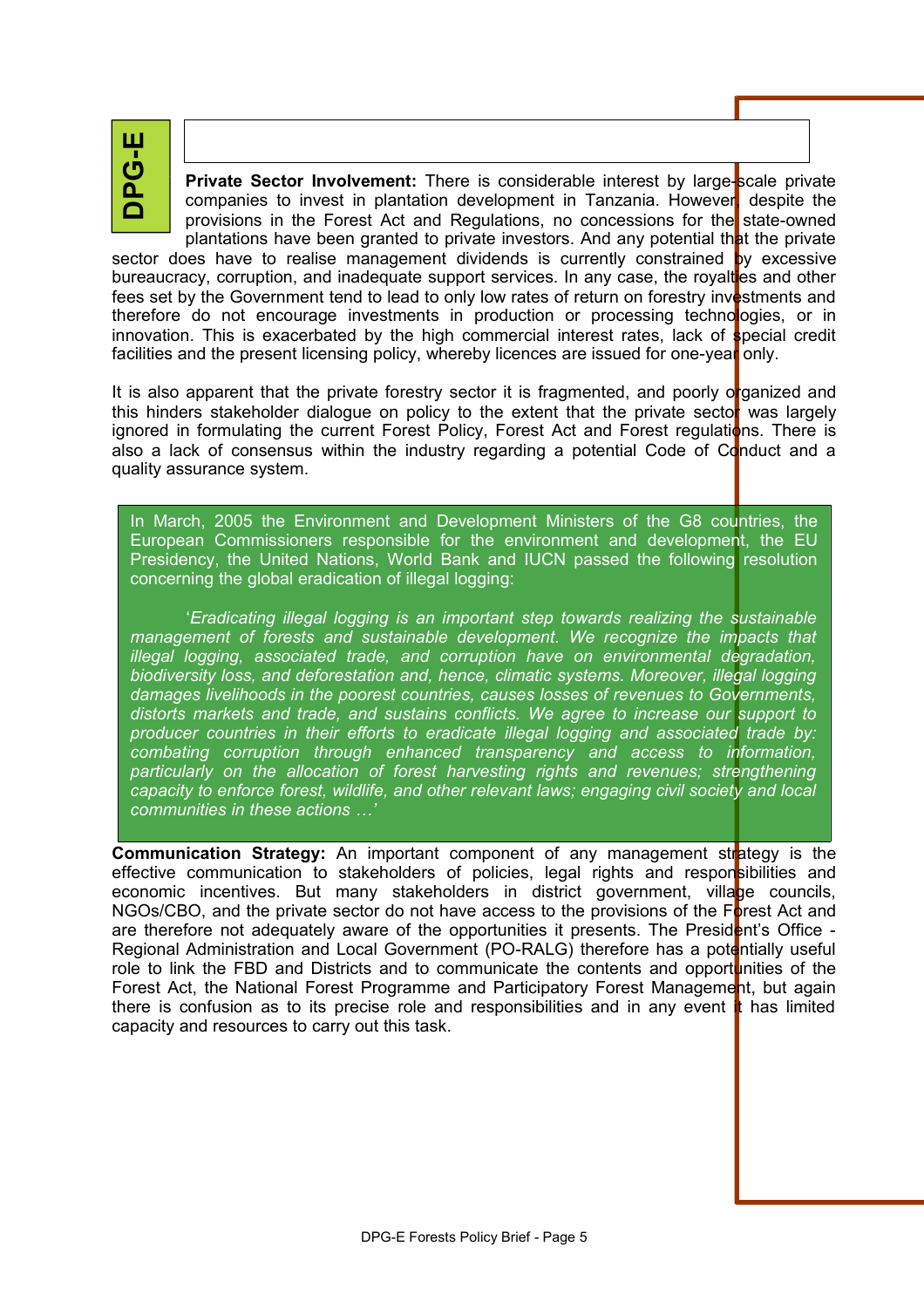**Private Sector Involvement:** There is considerable interest by large-scale private companies to invest in plantation development in Tanzania. However, despite the provisions in the Forest Act and Regulations, no concessions for the state-owned plantations have been granted to private investors. And any potential that the private sector does have to realise management dividends is currently constrained by excessive bureaucracy, corruption, and inadequate support services. In any case, the royalties and other fees set by the Government tend to lead to only low rates of return on forestry investments and therefore do not encourage investments in production or processing technologies, or in innovation. This is exacerbated by the high commercial interest rates, lack of special credit facilities and the present licensing policy, whereby licences are issued for one-year only.

It is also apparent that the private forestry sector it is fragmented, and poorly organized and this hinders stakeholder dialogue on policy to the extent that the private sector was largely ignored in formulating the current Forest Policy, Forest Act and Forest regulations. There is also a lack of consensus within the industry regarding a potential Code of Conduct and a quality assurance system.

In March, 2005 the Environment and Development Ministers of the G8 countries, the European Commissioners responsible for the environment and development, the EU Presidency, the United Nations, World Bank and IUCN passed the following resolution concerning the global eradication of illegal logging:

> '*Eradicating illegal logging is an important step towards realizing the sustainable management of forests and sustainable development. We recognize the impacts that illegal logging, associated trade, and corruption have on environmental degradation, biodiversity loss, and deforestation and, hence, climatic systems. Moreover, illegal logging damages livelihoods in the poorest countries, causes losses of revenues to Governments, distorts markets and trade, and sustains conflicts. We agree to increase our support to producer countries in their efforts to eradicate illegal logging and associated trade by: combating corruption through enhanced transparency and access to information, particularly on the allocation of forest harvesting rights and revenues; strengthening capacity to enforce forest, wildlife, and other relevant laws; engaging civil society and local communities in these actions …'*

**Communication Strategy:** An important component of any management strategy is the effective communication to stakeholders of policies, legal rights and responsibilities and economic incentives. But many stakeholders in district government, village councils, NGOs/CBO, and the private sector do not have access to the provisions of the Forest Act and are therefore not adequately aware of the opportunities it presents. The President's Office - Regional Administration and Local Government (PO-RALG) therefore has a potentially useful role to link the FBD and Districts and to communicate the contents and opportunities of the Forest Act, the National Forest Programme and Participatory Forest Management, but again there is confusion as to its precise role and responsibilities and in any event it has limited capacity and resources to carry out this task.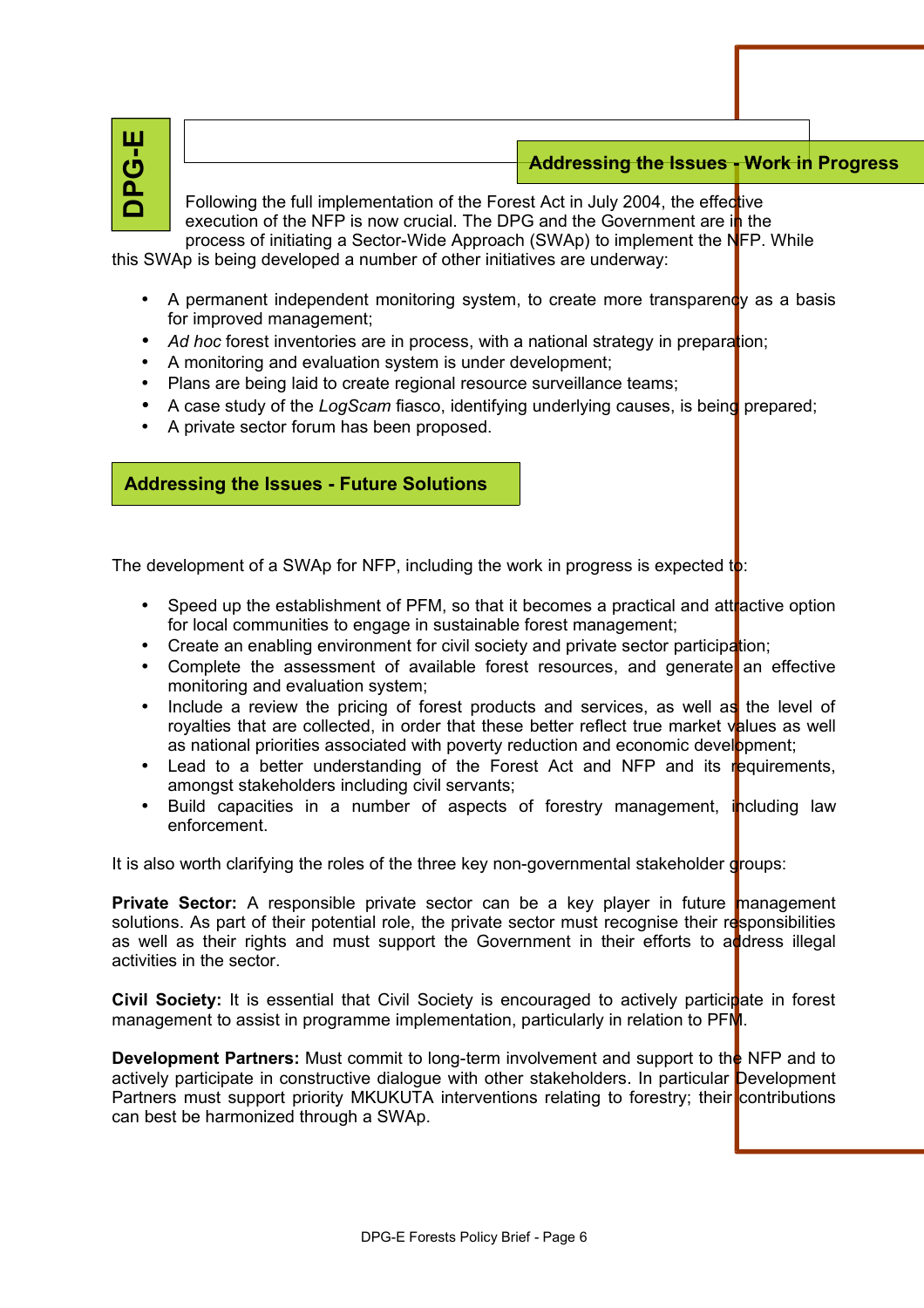## Addressing the Issues - Work in Progress

Following the full implementation of the Forest Act in July 2004, the effective execution of the NFP is now crucial. The DPG and the Government are in the process of initiating a Sector-Wide Approach (SWAp) to implement the NFP. While this SWAp is being developed a number of other initiatives are underway:

- A permanent independent monitoring system, to create more transparency as a basis for improved management;
- *Ad hoc* forest inventories are in process, with a national strategy in preparation;
- A monitoring and evaluation system is under development;
- Plans are being laid to create regional resource surveillance teams;
- A case study of the *LogScam* fiasco, identifying underlying causes, is being prepared;
- A private sector forum has been proposed.

## Addressing the Issues - Future Solutions

The development of a SWAp for NFP, including the work in progress is expected to:

- Speed up the establishment of PFM, so that it becomes a practical and attractive option for local communities to engage in sustainable forest management;
- Create an enabling environment for civil society and private sector participation;
- Complete the assessment of available forest resources, and generate an effective monitoring and evaluation system;
- Include a review the pricing of forest products and services, as well as the level of royalties that are collected, in order that these better reflect true market values as well as national priorities associated with poverty reduction and economic development;
- Lead to a better understanding of the Forest Act and NFP and its requirements, amongst stakeholders including civil servants;
- Build capacities in a number of aspects of forestry management, including law enforcement.

It is also worth clarifying the roles of the three key non-governmental stakeholder groups:

**Private Sector:** A responsible private sector can be a key player in future management solutions. As part of their potential role, the private sector must recognise their responsibilities as well as their rights and must support the Government in their efforts to address illegal activities in the sector.

**Civil Society:** It is essential that Civil Society is encouraged to actively participate in forest management to assist in programme implementation, particularly in relation to PFM.

**Development Partners:** Must commit to long-term involvement and support to the NFP and to actively participate in constructive dialogue with other stakeholders. In particular Development Partners must support priority MKUKUTA interventions relating to forestry; their contributions can best be harmonized through a SWAp.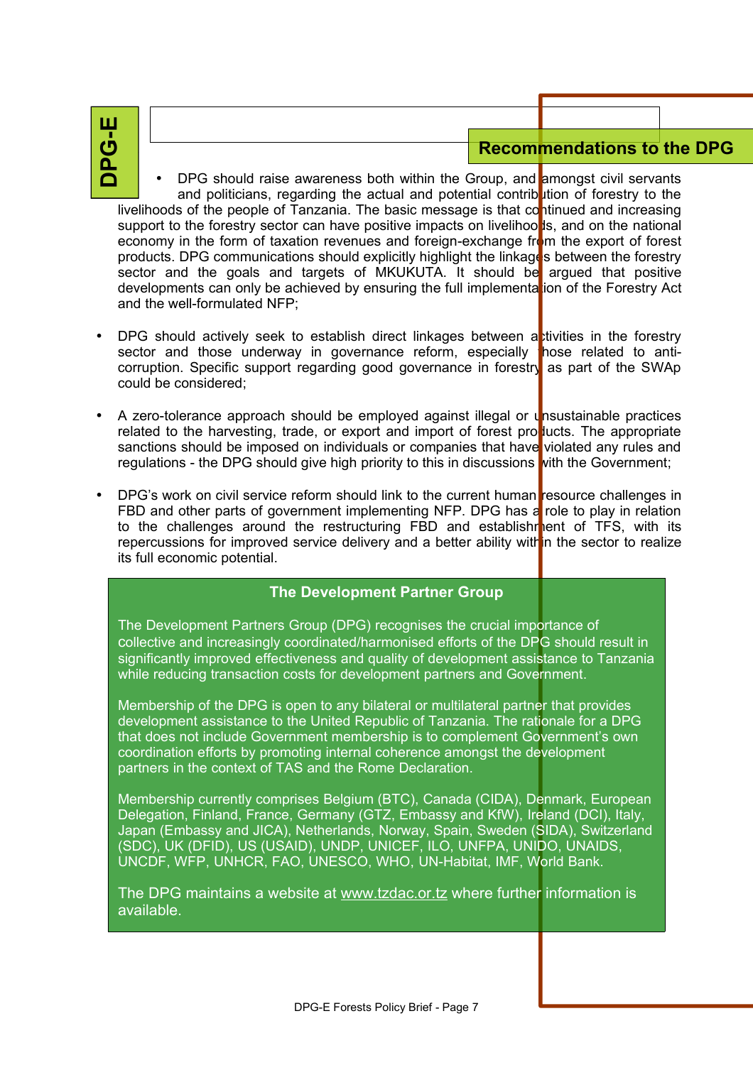DPG-E

## Recommendations to the DPG

- DPG should raise awareness both within the Group, and amongst civil servants and politicians, regarding the actual and potential contribution of forestry to the livelihoods of the people of Tanzania. The basic message is that continued and increasing support to the forestry sector can have positive impacts on livelihoods, and on the national economy in the form of taxation revenues and foreign-exchange from the export of forest products. DPG communications should explicitly highlight the linkages between the forestry sector and the goals and targets of MKUKUTA. It should be argued that positive developments can only be achieved by ensuring the full implementation of the Forestry Act and the well-formulated NFP;

- DPG should actively seek to establish direct linkages between activities in the forestry sector and those underway in governance reform, especially those related to anti-corruption. Specific support regarding good governance in forestry as part of the SWAp could be considered;

- A zero-tolerance approach should be employed against illegal or unsustainable practices related to the harvesting, trade, or export and import of forest products. The appropriate sanctions should be imposed on individuals or companies that have violated any rules and regulations - the DPG should give high priority to this in discussions with the Government;

- DPG's work on civil service reform should link to the current human resource challenges in FBD and other parts of government implementing NFP. DPG has a role to play in relation to the challenges around the restructuring FBD and establishment of TFS, with its repercussions for improved service delivery and a better ability within the sector to realize its full economic potential.

### The Development Partner Group

The Development Partners Group (DPG) recognises the crucial importance of collective and increasingly coordinated/harmonised efforts of the DPG should result in significantly improved effectiveness and quality of development assistance to Tanzania while reducing transaction costs for development partners and Government.

Membership of the DPG is open to any bilateral or multilateral partner that provides development assistance to the United Republic of Tanzania. The rationale for a DPG that does not include Government membership is to complement Government's own coordination efforts by promoting internal coherence amongst the development partners in the context of TAS and the Rome Declaration.

Membership currently comprises Belgium (BTC), Canada (CIDA), Denmark, European Delegation, Finland, France, Germany (GTZ, Embassy and KfW), Ireland (DCI), Italy, Japan (Embassy and JICA), Netherlands, Norway, Spain, Sweden (SIDA), Switzerland (SDC), UK (DFID), US (USAID), UNDP, UNICEF, ILO, UNFPA, UNIDO, UNAIDS, UNCDF, WFP, UNHCR, FAO, UNESCO, WHO, UN-Habitat, IMF, World Bank.

The DPG maintains a website at www.tzdac.or.tz where further information is available.